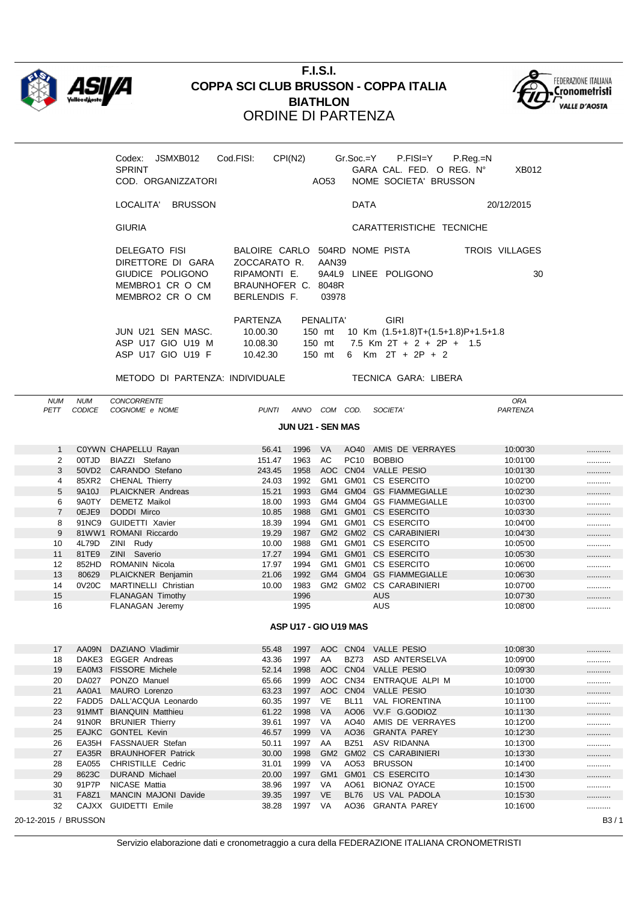# F.I.S.I.
## COPPA SCI CLUB BRUSSON - COPPA ITALIA
## BIATHLON
## ORDINE DI PARTENZA

Codex: JSMXB012 Cod.FISI: CPI(N2) Gr.Soc.=Y P.FISI=Y P.Reg.=N
SPRINT GARA CAL. FED. O REG. N° XB012
COD. ORGANIZZATORI AO53 NOME SOCIETA' BRUSSON

LOCALITA' BRUSSON DATA 20/12/2015

GIURIA CARATTERISTICHE TECNICHE

DELEGATO FISI BALOIRE CARLO 504RD NOME PISTA TROIS VILLAGES
DIRETTORE DI GARA ZOCCARATO R. AAN39
GIUDICE POLIGONO RIPAMONTI E. 9A4L9 LINEE POLIGONO 30
MEMBRO1 CR O CM BRAUNHOFER C. 8048R
MEMBRO2 CR O CM BERLENDIS F. 03978

| | PARTENZA | PENALITA' | GIRI |
|---|---|---|---|
| JUN U21 SEN MASC. | 10.00.30 | 150 mt | 10 Km (1.5+1.8)T+(1.5+1.8)P+1.5+1.8 |
| ASP U17 GIO U19 M | 10.08.30 | 150 mt | 7.5 Km 2T + 2 + 2P + 1.5 |
| ASP U17 GIO U19 F | 10.42.30 | 150 mt | 6 Km 2T + 2P + 2 |

METODO DI PARTENZA: INDIVIDUALE TECNICA GARA: LIBERA

| NUM PETT | NUM CODICE | CONCORRENTE COGNOME e NOME | PUNTI | ANNO | COM | COD. | SOCIETA' | ORA PARTENZA | |
|---|---|---|---|---|---|---|---|---|---|
| | | **JUN U21 - SEN MAS** | | | | | | | |
| 1 | C0YWN | CHAPELLU Rayan | 56.41 | 1996 | VA | AO40 | AMIS DE VERRAYES | 10:00'30 | .......... |
| 2 | 00TJD | BIAZZI Stefano | 151.47 | 1963 | AC | PC10 | BOBBIO | 10:01'00 | .......... |
| 3 | 50VD2 | CARANDO Stefano | 243.45 | 1958 | AOC | CN04 | VALLE PESIO | 10:01'30 | .......... |
| 4 | 85XR2 | CHENAL Thierry | 24.03 | 1992 | GM1 | GM01 | CS ESERCITO | 10:02'00 | .......... |
| 5 | 9A10J | PLAICKNER Andreas | 15.21 | 1993 | GM4 | GM04 | GS FIAMMEGIALLE | 10:02'30 | .......... |
| 6 | 9A0TY | DEMETZ Maikol | 18.00 | 1993 | GM4 | GM04 | GS FIAMMEGIALLE | 10:03'00 | .......... |
| 7 | 0EJE9 | DODDI Mirco | 10.85 | 1988 | GM1 | GM01 | CS ESERCITO | 10:03'30 | .......... |
| 8 | 91NC9 | GUIDETTI Xavier | 18.39 | 1994 | GM1 | GM01 | CS ESERCITO | 10:04'00 | .......... |
| 9 | 81WW1 | ROMANI Riccardo | 19.29 | 1987 | GM2 | GM02 | CS CARABINIERI | 10:04'30 | .......... |
| 10 | 4L79D | ZINI Rudy | 10.00 | 1988 | GM1 | GM01 | CS ESERCITO | 10:05'00 | .......... |
| 11 | 81TE9 | ZINI Saverio | 17.27 | 1994 | GM1 | GM01 | CS ESERCITO | 10:05'30 | .......... |
| 12 | 852HD | ROMANIN Nicola | 17.97 | 1994 | GM1 | GM01 | CS ESERCITO | 10:06'00 | .......... |
| 13 | 80629 | PLAICKNER Benjamin | 21.06 | 1992 | GM4 | GM04 | GS FIAMMEGIALLE | 10:06'30 | .......... |
| 14 | 0V20C | MARTINELLI Christian | 10.00 | 1983 | GM2 | GM02 | CS CARABINIERI | 10:07'00 | .......... |
| 15 | | FLANAGAN Timothy | | 1996 | | | AUS | 10:07'30 | .......... |
| 16 | | FLANAGAN Jeremy | | 1995 | | | AUS | 10:08'00 | .......... |
| | | **ASP U17 - GIO U19 MAS** | | | | | | | |
| 17 | AA09N | DAZIANO Vladimir | 55.48 | 1997 | AOC | CN04 | VALLE PESIO | 10:08'30 | .......... |
| 18 | DAKE3 | EGGER Andreas | 43.36 | 1997 | AA | BZ73 | ASD ANTERSELVA | 10:09'00 | .......... |
| 19 | EA0M3 | FISSORE Michele | 52.14 | 1998 | AOC | CN04 | VALLE PESIO | 10:09'30 | .......... |
| 20 | DA027 | PONZO Manuel | 65.66 | 1999 | AOC | CN34 | ENTRAQUE ALPI M | 10:10'00 | .......... |
| 21 | AA0A1 | MAURO Lorenzo | 63.23 | 1997 | AOC | CN04 | VALLE PESIO | 10:10'30 | .......... |
| 22 | FADD5 | DALL'ACQUA Leonardo | 60.35 | 1997 | VE | BL11 | VAL FIORENTINA | 10:11'00 | .......... |
| 23 | 91MMT | BIANQUIN Matthieu | 61.22 | 1998 | VA | AO06 | VV.F G.GODIOZ | 10:11'30 | .......... |
| 24 | 91N0R | BRUNIER Thierry | 39.61 | 1997 | VA | AO40 | AMIS DE VERRAYES | 10:12'00 | .......... |
| 25 | EAJKC | GONTEL Kevin | 46.57 | 1999 | VA | AO36 | GRANTA PAREY | 10:12'30 | .......... |
| 26 | EA35H | FASSNAUER Stefan | 50.11 | 1997 | AA | BZ51 | ASV RIDANNA | 10:13'00 | .......... |
| 27 | EA35R | BRAUNHOFER Patrick | 30.00 | 1998 | GM2 | GM02 | CS CARABINIERI | 10:13'30 | .......... |
| 28 | EA055 | CHRISTILLE Cedric | 31.01 | 1999 | VA | AO53 | BRUSSON | 10:14'00 | .......... |
| 29 | 8623C | DURAND Michael | 20.00 | 1997 | GM1 | GM01 | CS ESERCITO | 10:14'30 | .......... |
| 30 | 91P7P | NICASE Mattia | 38.96 | 1997 | VA | AO61 | BIONAZ OYACE | 10:15'00 | .......... |
| 31 | FA8Z1 | MANCIN MAJONI Davide | 39.35 | 1997 | VE | BL76 | US VAL PADOLA | 10:15'30 | .......... |
| 32 | CAJXX | GUIDETTI Emile | 38.28 | 1997 | VA | AO36 | GRANTA PAREY | 10:16'00 | .......... |

Servizio elaborazione dati e cronometraggio a cura della FEDERAZIONE ITALIANA CRONOMETRISTI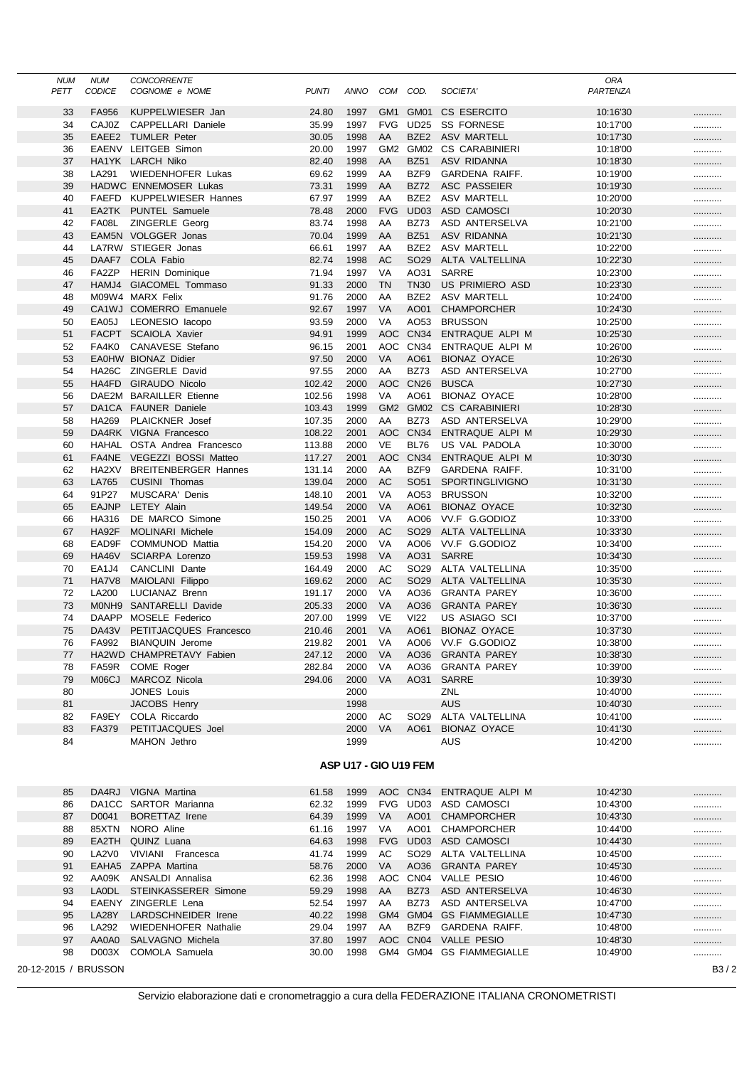| NUM PETT | NUM CODICE | CONCORRENTE COGNOME e NOME | PUNTI | ANNO | COM | COD. | SOCIETA' | ORA PARTENZA | |
|---|---|---|---|---|---|---|---|---|---|
| 33 | FA956 | KUPPELWIESER Jan | 24.80 | 1997 | GM1 | GM01 | CS ESERCITO | 10:16'30 | .......... |
| 34 | CAJ0Z | CAPPELLARI Daniele | 35.99 | 1997 | FVG | UD25 | SS FORNESE | 10:17'00 | .......... |
| 35 | EAEE2 | TUMLER Peter | 30.05 | 1998 | AA | BZE2 | ASV MARTELL | 10:17'30 | .......... |
| 36 | EAENV | LEITGEB Simon | 20.00 | 1997 | GM2 | GM02 | CS CARABINIERI | 10:18'00 | .......... |
| 37 | HA1YK | LARCH Niko | 82.40 | 1998 | AA | BZ51 | ASV RIDANNA | 10:18'30 | .......... |
| 38 | LA291 | WIEDENHOFER Lukas | 69.62 | 1999 | AA | BZF9 | GARDENA RAIFF. | 10:19'00 | .......... |
| 39 | HADWC | ENNEMOSER Lukas | 73.31 | 1999 | AA | BZ72 | ASC PASSEIER | 10:19'30 | .......... |
| 40 | FAEFD | KUPPELWIESER Hannes | 67.97 | 1999 | AA | BZE2 | ASV MARTELL | 10:20'00 | .......... |
| 41 | EA2TK | PUNTEL Samuele | 78.48 | 2000 | FVG | UD03 | ASD CAMOSCI | 10:20'30 | .......... |
| 42 | FA08L | ZINGERLE Georg | 83.74 | 1998 | AA | BZ73 | ASD ANTERSELVA | 10:21'00 | .......... |
| 43 | EAM5N | VOLGGER Jonas | 70.04 | 1999 | AA | BZ51 | ASV RIDANNA | 10:21'30 | .......... |
| 44 | LA7RW | STIEGER Jonas | 66.61 | 1997 | AA | BZE2 | ASV MARTELL | 10:22'00 | .......... |
| 45 | DAAF7 | COLA Fabio | 82.74 | 1998 | AC | SO29 | ALTA VALTELLINA | 10:22'30 | .......... |
| 46 | FA2ZP | HERIN Dominique | 71.94 | 1997 | VA | AO31 | SARRE | 10:23'00 | .......... |
| 47 | HAMJ4 | GIACOMEL Tommaso | 91.33 | 2000 | TN | TN30 | US PRIMIERO ASD | 10:23'30 | .......... |
| 48 | M09W4 | MARX Felix | 91.76 | 2000 | AA | BZE2 | ASV MARTELL | 10:24'00 | .......... |
| 49 | CA1WJ | COMERRO Emanuele | 92.67 | 1997 | VA | AO01 | CHAMPORCHER | 10:24'30 | .......... |
| 50 | EA05J | LEONESIO Iacopo | 93.59 | 2000 | VA | AO53 | BRUSSON | 10:25'00 | .......... |
| 51 | FACPT | SCAIOLA Xavier | 94.91 | 1999 | AOC | CN34 | ENTRAQUE ALPI M | 10:25'30 | .......... |
| 52 | FA4K0 | CANAVESE Stefano | 96.15 | 2001 | AOC | CN34 | ENTRAQUE ALPI M | 10:26'00 | .......... |
| 53 | EA0HW | BIONAZ Didier | 97.50 | 2000 | VA | AO61 | BIONAZ OYACE | 10:26'30 | .......... |
| 54 | HA26C | ZINGERLE David | 97.55 | 2000 | AA | BZ73 | ASD ANTERSELVA | 10:27'00 | .......... |
| 55 | HA4FD | GIRAUDO Nicolo | 102.42 | 2000 | AOC | CN26 | BUSCA | 10:27'30 | .......... |
| 56 | DAE2M | BARAILLER Etienne | 102.56 | 1998 | VA | AO61 | BIONAZ OYACE | 10:28'00 | .......... |
| 57 | DA1CA | FAUNER Daniele | 103.43 | 1999 | GM2 | GM02 | CS CARABINIERI | 10:28'30 | .......... |
| 58 | HA269 | PLAICKNER Josef | 107.35 | 2000 | AA | BZ73 | ASD ANTERSELVA | 10:29'00 | .......... |
| 59 | DA4RK | VIGNA Francesco | 108.22 | 2001 | AOC | CN34 | ENTRAQUE ALPI M | 10:29'30 | .......... |
| 60 | HAHAL | OSTA Andrea Francesco | 113.88 | 2000 | VE | BL76 | US VAL PADOLA | 10:30'00 | .......... |
| 61 | FA4NE | VEGEZZI BOSSI Matteo | 117.27 | 2001 | AOC | CN34 | ENTRAQUE ALPI M | 10:30'30 | .......... |
| 62 | HA2XV | BREITENBERGER Hannes | 131.14 | 2000 | AA | BZF9 | GARDENA RAIFF. | 10:31'00 | .......... |
| 63 | LA765 | CUSINI Thomas | 139.04 | 2000 | AC | SO51 | SPORTINGLIVIGNO | 10:31'30 | .......... |
| 64 | 91P27 | MUSCARA' Denis | 148.10 | 2001 | VA | AO53 | BRUSSON | 10:32'00 | .......... |
| 65 | EAJNP | LETEY Alain | 149.54 | 2000 | VA | AO61 | BIONAZ OYACE | 10:32'30 | .......... |
| 66 | HA316 | DE MARCO Simone | 150.25 | 2001 | VA | AO06 | VV.F G.GODIOZ | 10:33'00 | .......... |
| 67 | HA92F | MOLINARI Michele | 154.09 | 2000 | AC | SO29 | ALTA VALTELLINA | 10:33'30 | .......... |
| 68 | EAD9F | COMMUNOD Mattia | 154.20 | 2000 | VA | AO06 | VV.F G.GODIOZ | 10:34'00 | .......... |
| 69 | HA46V | SCIARPA Lorenzo | 159.53 | 1998 | VA | AO31 | SARRE | 10:34'30 | .......... |
| 70 | EA1J4 | CANCLINI Dante | 164.49 | 2000 | AC | SO29 | ALTA VALTELLINA | 10:35'00 | .......... |
| 71 | HA7V8 | MAIOLANI Filippo | 169.62 | 2000 | AC | SO29 | ALTA VALTELLINA | 10:35'30 | .......... |
| 72 | LA200 | LUCIANAZ Brenn | 191.17 | 2000 | VA | AO36 | GRANTA PAREY | 10:36'00 | .......... |
| 73 | M0NH9 | SANTARELLI Davide | 205.33 | 2000 | VA | AO36 | GRANTA PAREY | 10:36'30 | .......... |
| 74 | DAAPP | MOSELE Federico | 207.00 | 1999 | VE | VI22 | US ASIAGO SCI | 10:37'00 | .......... |
| 75 | DA43V | PETITJACQUES Francesco | 210.46 | 2001 | VA | AO61 | BIONAZ OYACE | 10:37'30 | .......... |
| 76 | FA992 | BIANQUIN Jerome | 219.82 | 2001 | VA | AO06 | VV.F G.GODIOZ | 10:38'00 | .......... |
| 77 | HA2WD | CHAMPRETAVY Fabien | 247.12 | 2000 | VA | AO36 | GRANTA PAREY | 10:38'30 | .......... |
| 78 | FA59R | COME Roger | 282.84 | 2000 | VA | AO36 | GRANTA PAREY | 10:39'00 | .......... |
| 79 | M06CJ | MARCOZ Nicola | 294.06 | 2000 | VA | AO31 | SARRE | 10:39'30 | .......... |
| 80 | | JONES Louis | | 2000 | | | ZNL | 10:40'00 | .......... |
| 81 | | JACOBS Henry | | 1998 | | | AUS | 10:40'30 | .......... |
| 82 | FA9EY | COLA Riccardo | | 2000 | AC | SO29 | ALTA VALTELLINA | 10:41'00 | .......... |
| 83 | FA379 | PETITJACQUES Joel | | 2000 | VA | AO61 | BIONAZ OYACE | 10:41'30 | .......... |
| 84 | | MAHON Jethro | | 1999 | | | AUS | 10:42'00 | .......... |

**ASP U17 - GIO U19 FEM**

| NUM PETT | NUM CODICE | CONCORRENTE COGNOME e NOME | PUNTI | ANNO | COM | COD. | SOCIETA' | ORA PARTENZA | |
|---|---|---|---|---|---|---|---|---|---|
| 85 | DA4RJ | VIGNA Martina | 61.58 | 1999 | AOC | CN34 | ENTRAQUE ALPI M | 10:42'30 | .......... |
| 86 | DA1CC | SARTOR Marianna | 62.32 | 1999 | FVG | UD03 | ASD CAMOSCI | 10:43'00 | .......... |
| 87 | D0041 | BORETTAZ Irene | 64.39 | 1999 | VA | AO01 | CHAMPORCHER | 10:43'30 | .......... |
| 88 | 85XTN | NORO Aline | 61.16 | 1997 | VA | AO01 | CHAMPORCHER | 10:44'00 | .......... |
| 89 | EA2TH | QUINZ Luana | 64.63 | 1998 | FVG | UD03 | ASD CAMOSCI | 10:44'30 | .......... |
| 90 | LA2V0 | VIVIANI Francesca | 41.74 | 1999 | AC | SO29 | ALTA VALTELLINA | 10:45'00 | .......... |
| 91 | EAHA5 | ZAPPA Martina | 58.76 | 2000 | VA | AO36 | GRANTA PAREY | 10:45'30 | .......... |
| 92 | AA09K | ANSALDI Annalisa | 62.36 | 1998 | AOC | CN04 | VALLE PESIO | 10:46'00 | .......... |
| 93 | LA0DL | STEINKASSERER Simone | 59.29 | 1998 | AA | BZ73 | ASD ANTERSELVA | 10:46'30 | .......... |
| 94 | EAENY | ZINGERLE Lena | 52.54 | 1997 | AA | BZ73 | ASD ANTERSELVA | 10:47'00 | .......... |
| 95 | LA28Y | LARDSCHNEIDER Irene | 40.22 | 1998 | GM4 | GM04 | GS FIAMMEGIALLE | 10:47'30 | .......... |
| 96 | LA292 | WIEDENHOFER Nathalie | 29.04 | 1997 | AA | BZF9 | GARDENA RAIFF. | 10:48'00 | .......... |
| 97 | AA0A0 | SALVAGNO Michela | 37.80 | 1997 | AOC | CN04 | VALLE PESIO | 10:48'30 | .......... |
| 98 | D003X | COMOLA Samuela | 30.00 | 1998 | GM4 | GM04 | GS FIAMMEGIALLE | 10:49'00 | .......... |

20-12-2015 / BRUSSON

Servizio elaborazione dati e cronometraggio a cura della FEDERAZIONE ITALIANA CRONOMETRISTI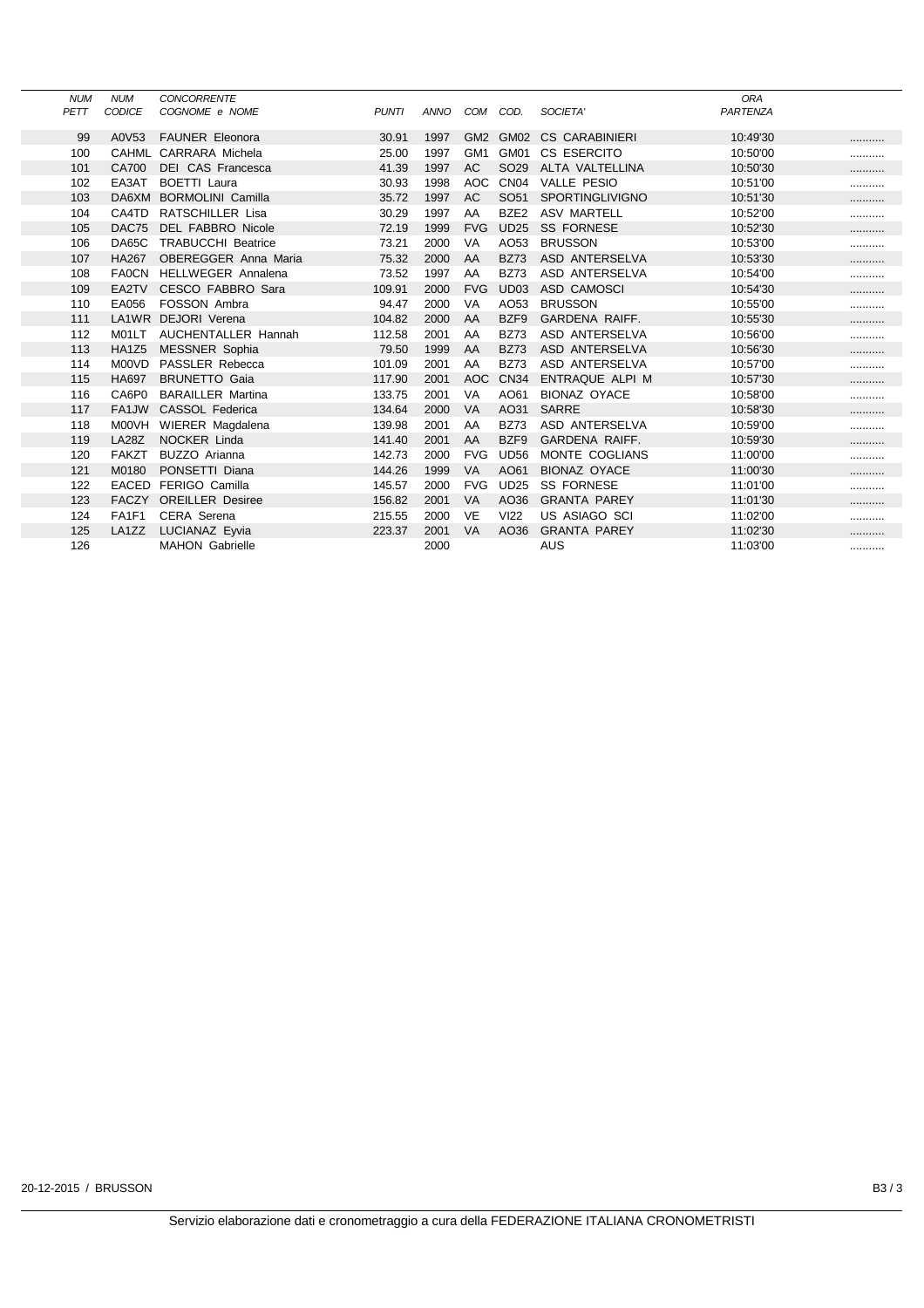| NUM PETT | NUM CODICE | CONCORRENTE COGNOME e NOME | PUNTI | ANNO | COM | COD. | SOCIETA' | ORA PARTENZA | |
|---|---|---|---|---|---|---|---|---|---|
| 99 | A0V53 | FAUNER Eleonora | 30.91 | 1997 | GM2 | GM02 | CS CARABINIERI | 10:49'30 | ........... |
| 100 | CAHML | CARRARA Michela | 25.00 | 1997 | GM1 | GM01 | CS ESERCITO | 10:50'00 | ........... |
| 101 | CA700 | DEI CAS Francesca | 41.39 | 1997 | AC | SO29 | ALTA VALTELLINA | 10:50'30 | ........... |
| 102 | EA3AT | BOETTI Laura | 30.93 | 1998 | AOC | CN04 | VALLE PESIO | 10:51'00 | ........... |
| 103 | DA6XM | BORMOLINI Camilla | 35.72 | 1997 | AC | SO51 | SPORTINGLIVIGNO | 10:51'30 | ........... |
| 104 | CA4TD | RATSCHILLER Lisa | 30.29 | 1997 | AA | BZE2 | ASV MARTELL | 10:52'00 | ........... |
| 105 | DAC75 | DEL FABBRO Nicole | 72.19 | 1999 | FVG | UD25 | SS FORNESE | 10:52'30 | ........... |
| 106 | DA65C | TRABUCCHI Beatrice | 73.21 | 2000 | VA | AO53 | BRUSSON | 10:53'00 | ........... |
| 107 | HA267 | OBEREGGER Anna Maria | 75.32 | 2000 | AA | BZ73 | ASD ANTERSELVA | 10:53'30 | ........... |
| 108 | FA0CN | HELLWEGER Annalena | 73.52 | 1997 | AA | BZ73 | ASD ANTERSELVA | 10:54'00 | ........... |
| 109 | EA2TV | CESCO FABBRO Sara | 109.91 | 2000 | FVG | UD03 | ASD CAMOSCI | 10:54'30 | ........... |
| 110 | EA056 | FOSSON Ambra | 94.47 | 2000 | VA | AO53 | BRUSSON | 10:55'00 | ........... |
| 111 | LA1WR | DEJORI Verena | 104.82 | 2000 | AA | BZF9 | GARDENA RAIFF. | 10:55'30 | ........... |
| 112 | M01LT | AUCHENTALLER Hannah | 112.58 | 2001 | AA | BZ73 | ASD ANTERSELVA | 10:56'00 | ........... |
| 113 | HA1Z5 | MESSNER Sophia | 79.50 | 1999 | AA | BZ73 | ASD ANTERSELVA | 10:56'30 | ........... |
| 114 | M00VD | PASSLER Rebecca | 101.09 | 2001 | AA | BZ73 | ASD ANTERSELVA | 10:57'00 | ........... |
| 115 | HA697 | BRUNETTO Gaia | 117.90 | 2001 | AOC | CN34 | ENTRAQUE ALPI M | 10:57'30 | ........... |
| 116 | CA6P0 | BARAILLER Martina | 133.75 | 2001 | VA | AO61 | BIONAZ OYACE | 10:58'00 | ........... |
| 117 | FA1JW | CASSOL Federica | 134.64 | 2000 | VA | AO31 | SARRE | 10:58'30 | ........... |
| 118 | M00VH | WIERER Magdalena | 139.98 | 2001 | AA | BZ73 | ASD ANTERSELVA | 10:59'00 | ........... |
| 119 | LA28Z | NOCKER Linda | 141.40 | 2001 | AA | BZF9 | GARDENA RAIFF. | 10:59'30 | ........... |
| 120 | FAKZT | BUZZO Arianna | 142.73 | 2000 | FVG | UD56 | MONTE COGLIANS | 11:00'00 | ........... |
| 121 | M0180 | PONSETTI Diana | 144.26 | 1999 | VA | AO61 | BIONAZ OYACE | 11:00'30 | ........... |
| 122 | EACED | FERIGO Camilla | 145.57 | 2000 | FVG | UD25 | SS FORNESE | 11:01'00 | ........... |
| 123 | FACZY | OREILLER Desiree | 156.82 | 2001 | VA | AO36 | GRANTA PAREY | 11:01'30 | ........... |
| 124 | FA1F1 | CERA Serena | 215.55 | 2000 | VE | VI22 | US ASIAGO SCI | 11:02'00 | ........... |
| 125 | LA1ZZ | LUCIANAZ Eyvia | 223.37 | 2001 | VA | AO36 | GRANTA PAREY | 11:02'30 | ........... |
| 126 | | MAHON Gabrielle | | 2000 | | | AUS | 11:03'00 | ........... |

20-12-2015 / BRUSSON

Servizio elaborazione dati e cronometraggio a cura della FEDERAZIONE ITALIANA CRONOMETRISTI